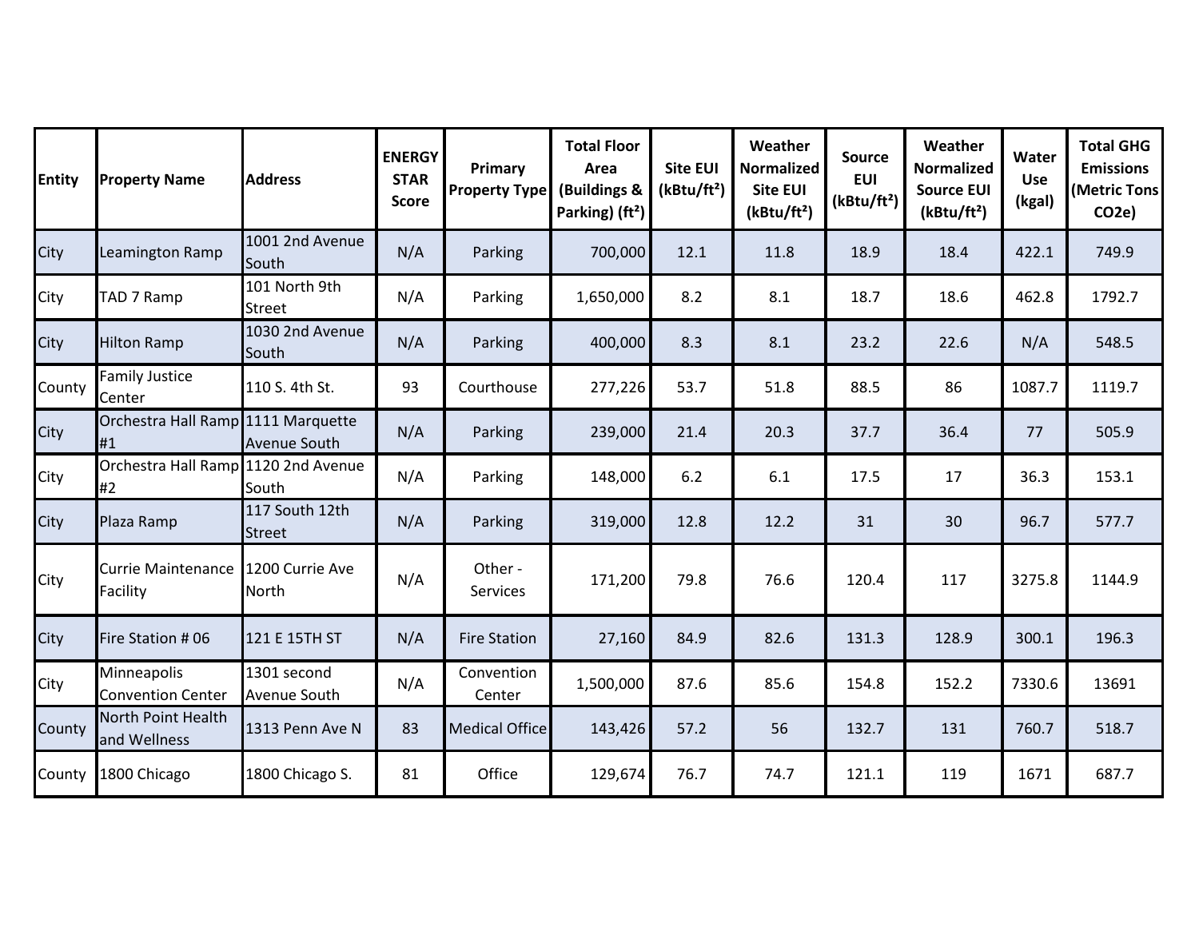| Entity | Property Name | Address | ENERGY STAR Score | Primary Property Type | Total Floor Area (Buildings & Parking) (ft²) | Site EUI (kBtu/ft²) | Weather Normalized Site EUI (kBtu/ft²) | Source EUI (kBtu/ft²) | Weather Normalized Source EUI (kBtu/ft²) | Water Use (kgal) | Total GHG Emissions (Metric Tons CO2e) |
|---|---|---|---|---|---|---|---|---|---|---|---|
| City | Leamington Ramp | 1001 2nd Avenue South | N/A | Parking | 700,000 | 12.1 | 11.8 | 18.9 | 18.4 | 422.1 | 749.9 |
| City | TAD 7 Ramp | 101 North 9th Street | N/A | Parking | 1,650,000 | 8.2 | 8.1 | 18.7 | 18.6 | 462.8 | 1792.7 |
| City | Hilton Ramp | 1030 2nd Avenue South | N/A | Parking | 400,000 | 8.3 | 8.1 | 23.2 | 22.6 | N/A | 548.5 |
| County | Family Justice Center | 110 S. 4th St. | 93 | Courthouse | 277,226 | 53.7 | 51.8 | 88.5 | 86 | 1087.7 | 1119.7 |
| City | Orchestra Hall Ramp #1 | 1111 Marquette Avenue South | N/A | Parking | 239,000 | 21.4 | 20.3 | 37.7 | 36.4 | 77 | 505.9 |
| City | Orchestra Hall Ramp #2 | 1120 2nd Avenue South | N/A | Parking | 148,000 | 6.2 | 6.1 | 17.5 | 17 | 36.3 | 153.1 |
| City | Plaza Ramp | 117 South 12th Street | N/A | Parking | 319,000 | 12.8 | 12.2 | 31 | 30 | 96.7 | 577.7 |
| City | Currie Maintenance Facility | 1200 Currie Ave North | N/A | Other - Services | 171,200 | 79.8 | 76.6 | 120.4 | 117 | 3275.8 | 1144.9 |
| City | Fire Station # 06 | 121 E 15TH ST | N/A | Fire Station | 27,160 | 84.9 | 82.6 | 131.3 | 128.9 | 300.1 | 196.3 |
| City | Minneapolis Convention Center | 1301 second Avenue South | N/A | Convention Center | 1,500,000 | 87.6 | 85.6 | 154.8 | 152.2 | 7330.6 | 13691 |
| County | North Point Health and Wellness | 1313 Penn Ave N | 83 | Medical Office | 143,426 | 57.2 | 56 | 132.7 | 131 | 760.7 | 518.7 |
| County | 1800 Chicago | 1800 Chicago S. | 81 | Office | 129,674 | 76.7 | 74.7 | 121.1 | 119 | 1671 | 687.7 |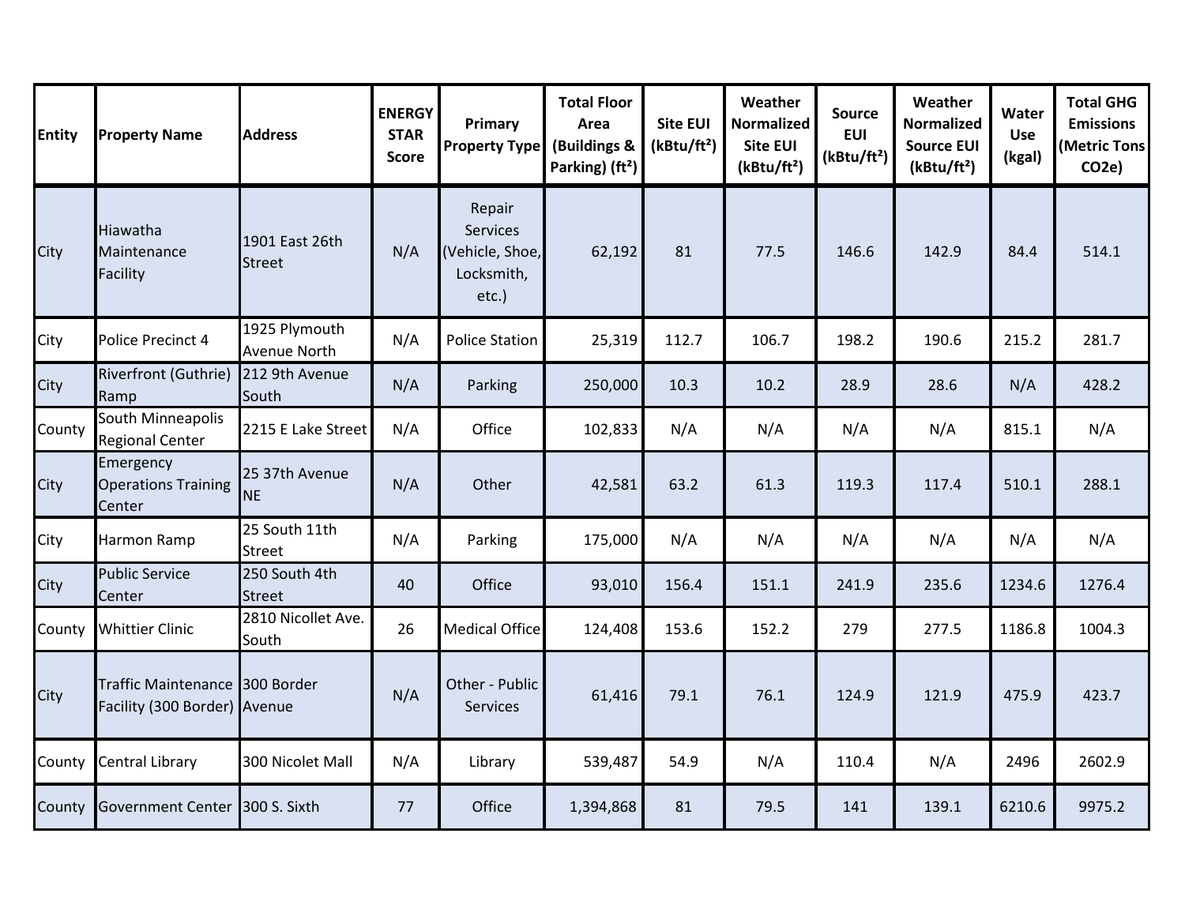| Entity | Property Name | Address | ENERGY STAR Score | Primary Property Type | Total Floor Area (Buildings & Parking) (ft²) | Site EUI (kBtu/ft²) | Weather Normalized Site EUI (kBtu/ft²) | Source EUI (kBtu/ft²) | Weather Normalized Source EUI (kBtu/ft²) | Water Use (kgal) | Total GHG Emissions (Metric Tons CO2e) |
|---|---|---|---|---|---|---|---|---|---|---|---|
| City | Hiawatha Maintenance Facility | 1901 East 26th Street | N/A | Repair Services (Vehicle, Shoe, Locksmith, etc.) | 62,192 | 81 | 77.5 | 146.6 | 142.9 | 84.4 | 514.1 |
| City | Police Precinct 4 | 1925 Plymouth Avenue North | N/A | Police Station | 25,319 | 112.7 | 106.7 | 198.2 | 190.6 | 215.2 | 281.7 |
| City | Riverfront (Guthrie) Ramp | 212 9th Avenue South | N/A | Parking | 250,000 | 10.3 | 10.2 | 28.9 | 28.6 | N/A | 428.2 |
| County | South Minneapolis Regional Center | 2215 E Lake Street | N/A | Office | 102,833 | N/A | N/A | N/A | N/A | 815.1 | N/A |
| City | Emergency Operations Training Center | 25 37th Avenue NE | N/A | Other | 42,581 | 63.2 | 61.3 | 119.3 | 117.4 | 510.1 | 288.1 |
| City | Harmon Ramp | 25 South 11th Street | N/A | Parking | 175,000 | N/A | N/A | N/A | N/A | N/A | N/A |
| City | Public Service Center | 250 South 4th Street | 40 | Office | 93,010 | 156.4 | 151.1 | 241.9 | 235.6 | 1234.6 | 1276.4 |
| County | Whittier Clinic | 2810 Nicollet Ave. South | 26 | Medical Office | 124,408 | 153.6 | 152.2 | 279 | 277.5 | 1186.8 | 1004.3 |
| City | Traffic Maintenance Facility (300 Border) | 300 Border Avenue | N/A | Other - Public Services | 61,416 | 79.1 | 76.1 | 124.9 | 121.9 | 475.9 | 423.7 |
| County | Central Library | 300 Nicolet Mall | N/A | Library | 539,487 | 54.9 | N/A | 110.4 | N/A | 2496 | 2602.9 |
| County | Government Center | 300 S. Sixth | 77 | Office | 1,394,868 | 81 | 79.5 | 141 | 139.1 | 6210.6 | 9975.2 |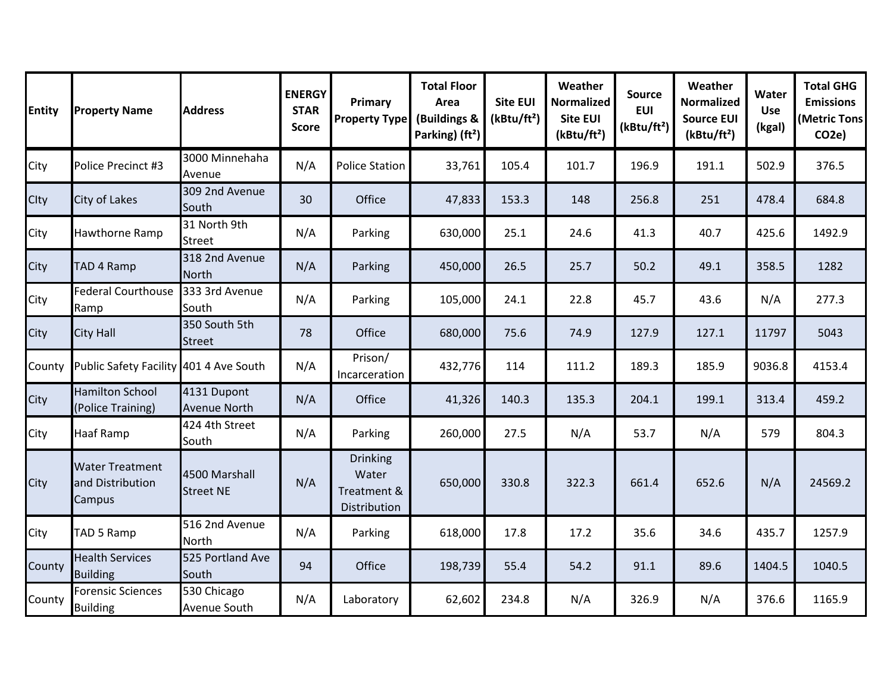| Entity | Property Name | Address | ENERGY STAR Score | Primary Property Type | Total Floor Area (Buildings & Parking) (ft²) | Site EUI (kBtu/ft²) | Weather Normalized Site EUI (kBtu/ft²) | Source EUI (kBtu/ft²) | Weather Normalized Source EUI (kBtu/ft²) | Water Use (kgal) | Total GHG Emissions (Metric Tons CO2e) |
|---|---|---|---|---|---|---|---|---|---|---|---|
| City | Police Precinct #3 | 3000 Minnehaha Avenue | N/A | Police Station | 33,761 | 105.4 | 101.7 | 196.9 | 191.1 | 502.9 | 376.5 |
| CIty | City of Lakes | 309 2nd Avenue South | 30 | Office | 47,833 | 153.3 | 148 | 256.8 | 251 | 478.4 | 684.8 |
| City | Hawthorne Ramp | 31 North 9th Street | N/A | Parking | 630,000 | 25.1 | 24.6 | 41.3 | 40.7 | 425.6 | 1492.9 |
| City | TAD 4 Ramp | 318 2nd Avenue North | N/A | Parking | 450,000 | 26.5 | 25.7 | 50.2 | 49.1 | 358.5 | 1282 |
| City | Federal Courthouse Ramp | 333 3rd Avenue South | N/A | Parking | 105,000 | 24.1 | 22.8 | 45.7 | 43.6 | N/A | 277.3 |
| City | City Hall | 350 South 5th Street | 78 | Office | 680,000 | 75.6 | 74.9 | 127.9 | 127.1 | 11797 | 5043 |
| County | Public Safety Facility | 401 4 Ave South | N/A | Prison/ Incarceration | 432,776 | 114 | 111.2 | 189.3 | 185.9 | 9036.8 | 4153.4 |
| City | Hamilton School (Police Training) | 4131 Dupont Avenue North | N/A | Office | 41,326 | 140.3 | 135.3 | 204.1 | 199.1 | 313.4 | 459.2 |
| City | Haaf Ramp | 424 4th Street South | N/A | Parking | 260,000 | 27.5 | N/A | 53.7 | N/A | 579 | 804.3 |
| City | Water Treatment and Distribution Campus | 4500 Marshall Street NE | N/A | Drinking Water Treatment & Distribution | 650,000 | 330.8 | 322.3 | 661.4 | 652.6 | N/A | 24569.2 |
| City | TAD 5 Ramp | 516 2nd Avenue North | N/A | Parking | 618,000 | 17.8 | 17.2 | 35.6 | 34.6 | 435.7 | 1257.9 |
| County | Health Services Building | 525 Portland Ave South | 94 | Office | 198,739 | 55.4 | 54.2 | 91.1 | 89.6 | 1404.5 | 1040.5 |
| County | Forensic Sciences Building | 530 Chicago Avenue South | N/A | Laboratory | 62,602 | 234.8 | N/A | 326.9 | N/A | 376.6 | 1165.9 |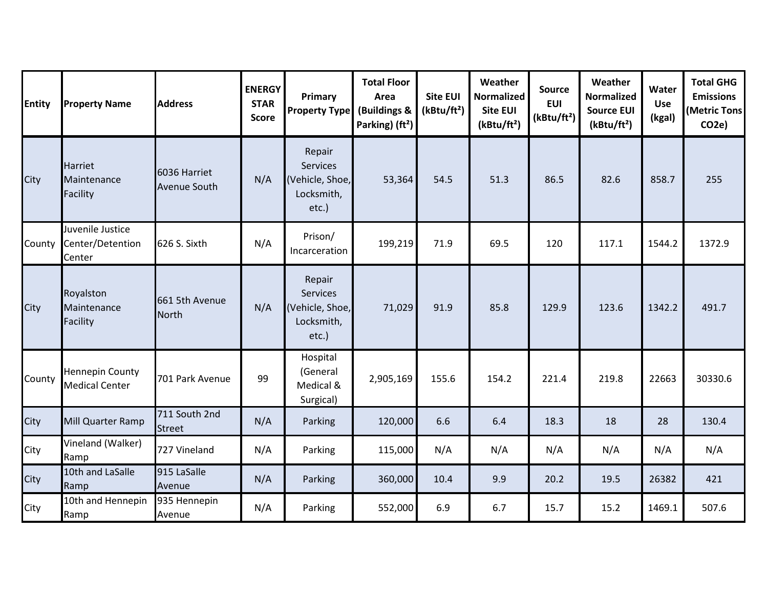| Entity | Property Name | Address | ENERGY STAR Score | Primary Property Type | Total Floor Area (Buildings & Parking) (ft²) | Site EUI (kBtu/ft²) | Weather Normalized Site EUI (kBtu/ft²) | Source EUI (kBtu/ft²) | Weather Normalized Source EUI (kBtu/ft²) | Water Use (kgal) | Total GHG Emissions (Metric Tons CO2e) |
|---|---|---|---|---|---|---|---|---|---|---|---|
| City | Harriet Maintenance Facility | 6036 Harriet Avenue South | N/A | Repair Services (Vehicle, Shoe, Locksmith, etc.) | 53,364 | 54.5 | 51.3 | 86.5 | 82.6 | 858.7 | 255 |
| County | Juvenile Justice Center/Detention Center | 626 S. Sixth | N/A | Prison/ Incarceration | 199,219 | 71.9 | 69.5 | 120 | 117.1 | 1544.2 | 1372.9 |
| City | Royalston Maintenance Facility | 661 5th Avenue North | N/A | Repair Services (Vehicle, Shoe, Locksmith, etc.) | 71,029 | 91.9 | 85.8 | 129.9 | 123.6 | 1342.2 | 491.7 |
| County | Hennepin County Medical Center | 701 Park Avenue | 99 | Hospital (General Medical & Surgical) | 2,905,169 | 155.6 | 154.2 | 221.4 | 219.8 | 22663 | 30330.6 |
| City | Mill Quarter Ramp | 711 South 2nd Street | N/A | Parking | 120,000 | 6.6 | 6.4 | 18.3 | 18 | 28 | 130.4 |
| City | Vineland (Walker) Ramp | 727 Vineland | N/A | Parking | 115,000 | N/A | N/A | N/A | N/A | N/A | N/A |
| City | 10th and LaSalle Ramp | 915 LaSalle Avenue | N/A | Parking | 360,000 | 10.4 | 9.9 | 20.2 | 19.5 | 26382 | 421 |
| City | 10th and Hennepin Ramp | 935 Hennepin Avenue | N/A | Parking | 552,000 | 6.9 | 6.7 | 15.7 | 15.2 | 1469.1 | 507.6 |